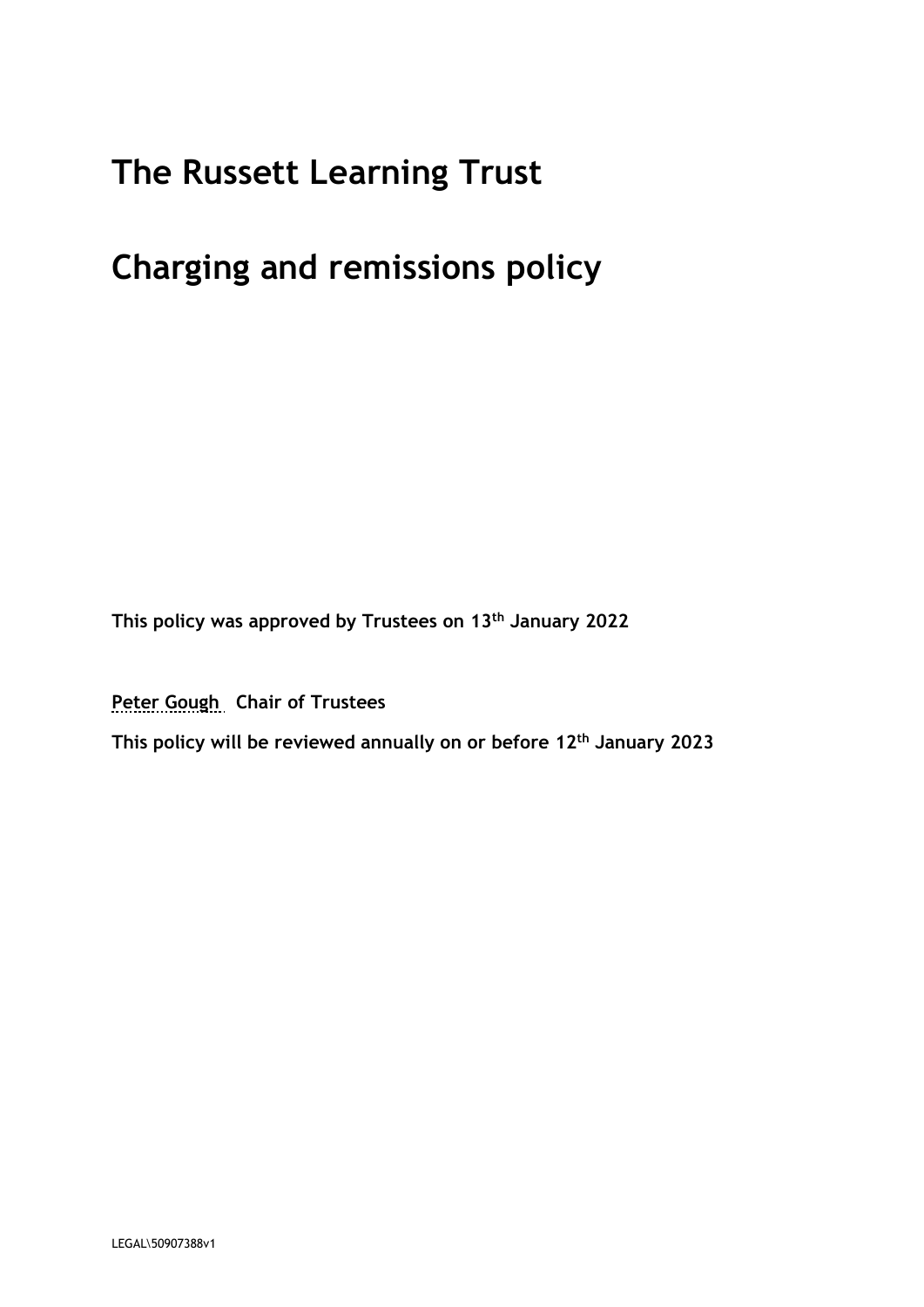# The Russett Learning Trust

# Charging and remissions policy

**This policy was approved by Trustees on 13th January 2022**

**Peter Gough Chair of Trustees**

**This policy will be reviewed annually on or before 12th January 2023**

LEGAL\50907388v1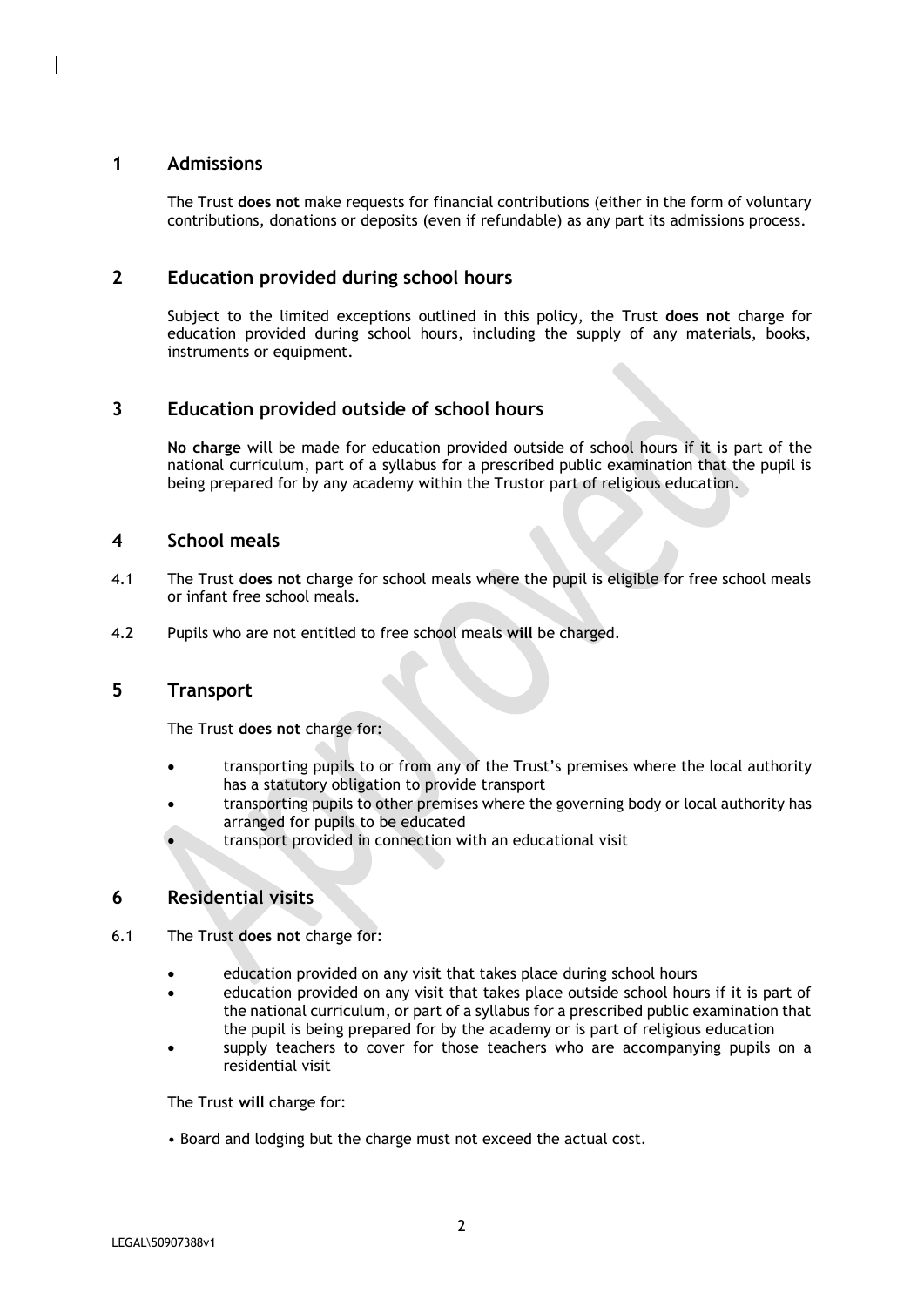## 1 Admissions

The Trust **does not** make requests for financial contributions (either in the form of voluntary contributions, donations or deposits (even if refundable) as any part its admissions process.

## 2 Education provided during school hours

Subject to the limited exceptions outlined in this policy, the Trust **does not** charge for education provided during school hours, including the supply of any materials, books, instruments or equipment.

## 3 Education provided outside of school hours

**No charge** will be made for education provided outside of school hours if it is part of the national curriculum, part of a syllabus for a prescribed public examination that the pupil is being prepared for by any academy within the Trustor part of religious education.

## 4 School meals

4.1 The Trust **does not** charge for school meals where the pupil is eligible for free school meals or infant free school meals.

4.2 Pupils who are not entitled to free school meals **will** be charged.

## 5 Transport

The Trust **does not** charge for:

- transporting pupils to or from any of the Trust's premises where the local authority has a statutory obligation to provide transport
- transporting pupils to other premises where the governing body or local authority has arranged for pupils to be educated
- transport provided in connection with an educational visit

## 6 Residential visits

6.1 The Trust **does not** charge for:

- education provided on any visit that takes place during school hours
- education provided on any visit that takes place outside school hours if it is part of the national curriculum, or part of a syllabus for a prescribed public examination that the pupil is being prepared for by the academy or is part of religious education
- supply teachers to cover for those teachers who are accompanying pupils on a residential visit

The Trust **will** charge for:

- Board and lodging but the charge must not exceed the actual cost.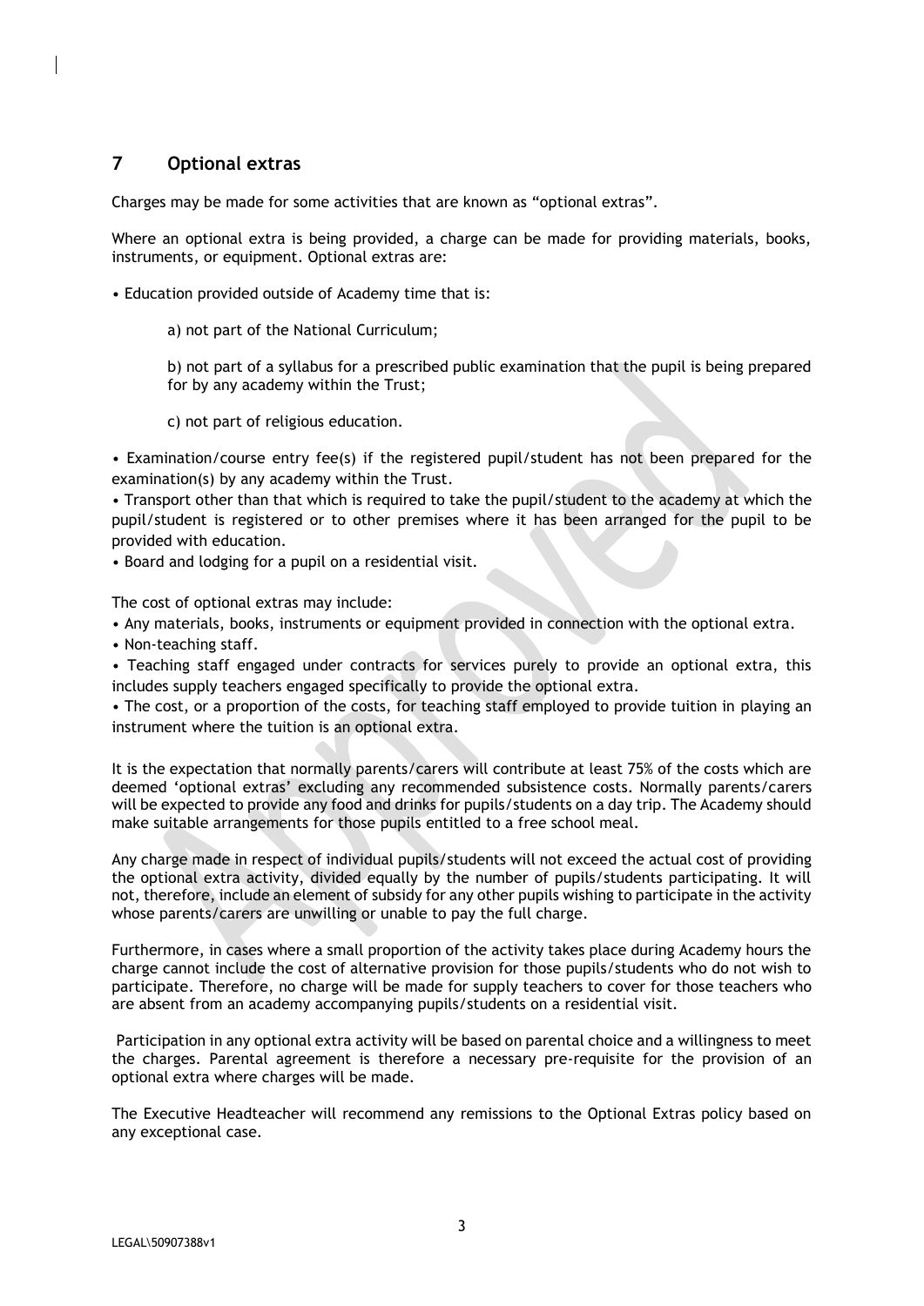## 7 Optional extras

Charges may be made for some activities that are known as "optional extras".

Where an optional extra is being provided, a charge can be made for providing materials, books, instruments, or equipment. Optional extras are:

- Education provided outside of Academy time that is:

  a) not part of the National Curriculum;

  b) not part of a syllabus for a prescribed public examination that the pupil is being prepared for by any academy within the Trust;

  c) not part of religious education.

- Examination/course entry fee(s) if the registered pupil/student has not been prepared for the examination(s) by any academy within the Trust.
- Transport other than that which is required to take the pupil/student to the academy at which the pupil/student is registered or to other premises where it has been arranged for the pupil to be provided with education.
- Board and lodging for a pupil on a residential visit.

The cost of optional extras may include:

- Any materials, books, instruments or equipment provided in connection with the optional extra.
- Non-teaching staff.
- Teaching staff engaged under contracts for services purely to provide an optional extra, this includes supply teachers engaged specifically to provide the optional extra.
- The cost, or a proportion of the costs, for teaching staff employed to provide tuition in playing an instrument where the tuition is an optional extra.

It is the expectation that normally parents/carers will contribute at least 75% of the costs which are deemed 'optional extras' excluding any recommended subsistence costs. Normally parents/carers will be expected to provide any food and drinks for pupils/students on a day trip. The Academy should make suitable arrangements for those pupils entitled to a free school meal.

Any charge made in respect of individual pupils/students will not exceed the actual cost of providing the optional extra activity, divided equally by the number of pupils/students participating. It will not, therefore, include an element of subsidy for any other pupils wishing to participate in the activity whose parents/carers are unwilling or unable to pay the full charge.

Furthermore, in cases where a small proportion of the activity takes place during Academy hours the charge cannot include the cost of alternative provision for those pupils/students who do not wish to participate. Therefore, no charge will be made for supply teachers to cover for those teachers who are absent from an academy accompanying pupils/students on a residential visit.

Participation in any optional extra activity will be based on parental choice and a willingness to meet the charges. Parental agreement is therefore a necessary pre-requisite for the provision of an optional extra where charges will be made.

The Executive Headteacher will recommend any remissions to the Optional Extras policy based on any exceptional case.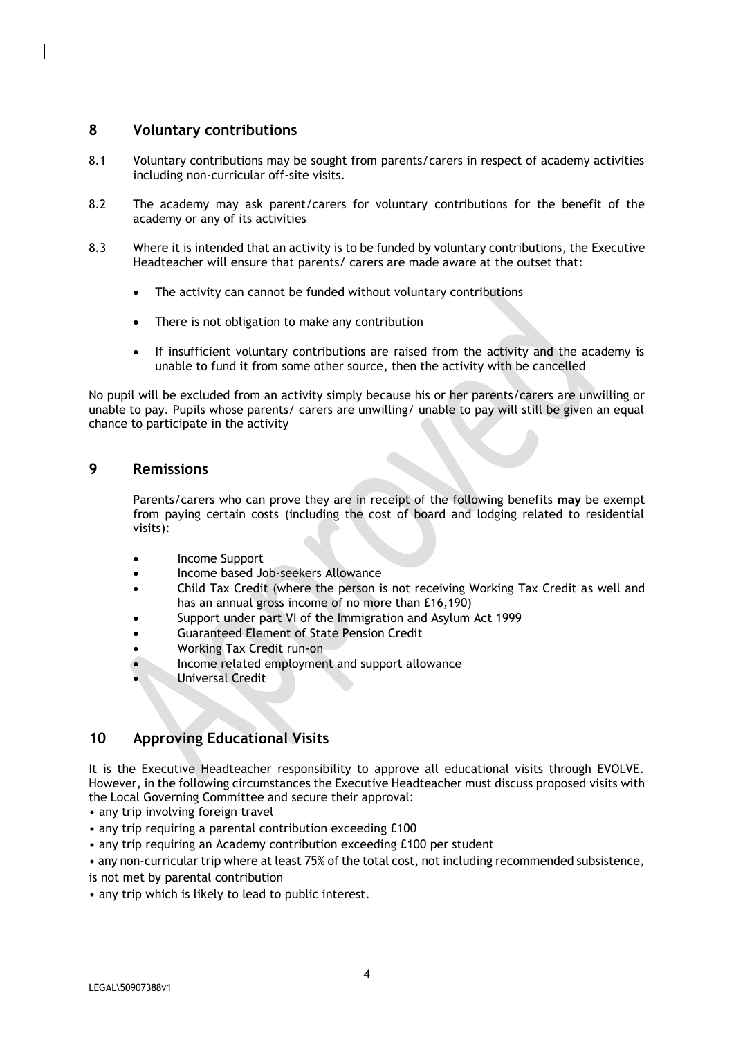## 8 Voluntary contributions

8.1 Voluntary contributions may be sought from parents/carers in respect of academy activities including non-curricular off-site visits.

8.2 The academy may ask parent/carers for voluntary contributions for the benefit of the academy or any of its activities

8.3 Where it is intended that an activity is to be funded by voluntary contributions, the Executive Headteacher will ensure that parents/ carers are made aware at the outset that:

- The activity can cannot be funded without voluntary contributions
- There is not obligation to make any contribution
- If insufficient voluntary contributions are raised from the activity and the academy is unable to fund it from some other source, then the activity with be cancelled

No pupil will be excluded from an activity simply because his or her parents/carers are unwilling or unable to pay. Pupils whose parents/ carers are unwilling/ unable to pay will still be given an equal chance to participate in the activity

## 9 Remissions

Parents/carers who can prove they are in receipt of the following benefits **may** be exempt from paying certain costs (including the cost of board and lodging related to residential visits):

- Income Support
- Income based Job-seekers Allowance
- Child Tax Credit (where the person is not receiving Working Tax Credit as well and has an annual gross income of no more than £16,190)
- Support under part VI of the Immigration and Asylum Act 1999
- Guaranteed Element of State Pension Credit
- Working Tax Credit run-on
- Income related employment and support allowance
- Universal Credit

## 10 Approving Educational Visits

It is the Executive Headteacher responsibility to approve all educational visits through EVOLVE. However, in the following circumstances the Executive Headteacher must discuss proposed visits with the Local Governing Committee and secure their approval:

- any trip involving foreign travel
- any trip requiring a parental contribution exceeding £100
- any trip requiring an Academy contribution exceeding £100 per student
- any non-curricular trip where at least 75% of the total cost, not including recommended subsistence, is not met by parental contribution
- any trip which is likely to lead to public interest.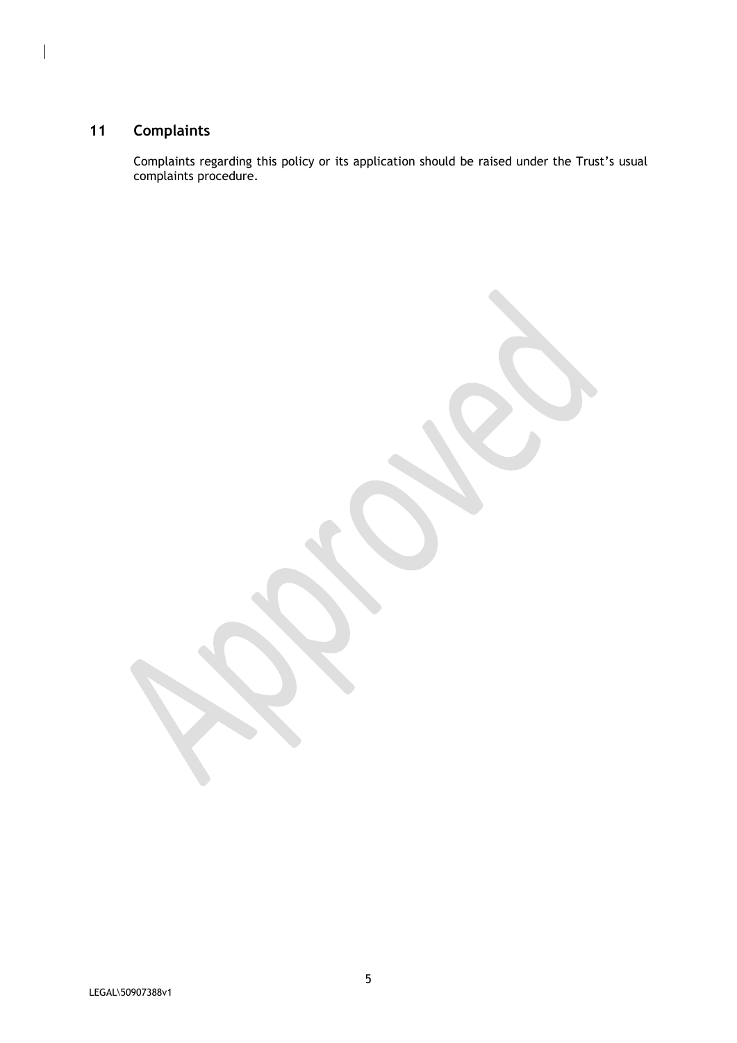## 11 Complaints

Complaints regarding this policy or its application should be raised under the Trust's usual complaints procedure.